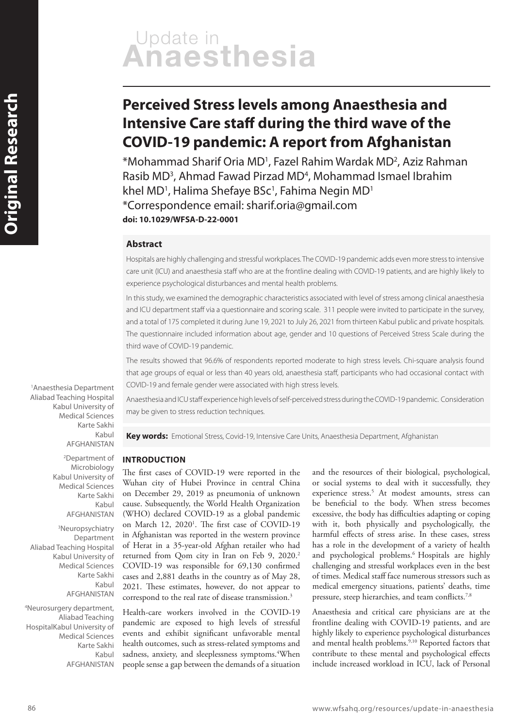# Perceived Stress levels among Anaesthesia and Intensive Care staff during the third wave of the COVID-19 pandemic: A report from Afghanistan

*Mohammad Sharif Oria MD[1], Fazel Rahim Wardak MD[2], Aziz Rahman Rasib MD[3], Ahmad Fawad Pirzad MD[4], Mohammad Ismael Ibrahim khel MD[1], Halima Shefaye BSc[1], Fahima Negin MD[1]

*Correspondence email: sharif.oria@gmail.com

**doi: 10.1029/WFSA-D-22-0001**

[1]Anaesthesia Department, Aliabad Teaching Hospital, Kabul University of Medical Sciences, Karte Sakhi, Kabul, AFGHANISTAN

[2]Department of Microbiology, Kabul University of Medical Sciences, Karte Sakhi, Kabul, AFGHANISTAN

[3]Neuropsychiatry Department, Aliabad Teaching Hospital, Kabul University of Medical Sciences, Karte Sakhi, Kabul, AFGHANISTAN

[4]Neurosurgery department, Aliabad Teaching Hospital, Kabul University of Medical Sciences, Karte Sakhi, Kabul, AFGHANISTAN

## Abstract

Hospitals are highly challenging and stressful workplaces. The COVID-19 pandemic adds even more stress to intensive care unit (ICU) and anaesthesia staff who are at the frontline dealing with COVID-19 patients, and are highly likely to experience psychological disturbances and mental health problems.

In this study, we examined the demographic characteristics associated with level of stress among clinical anaesthesia and ICU department staff via a questionnaire and scoring scale. 311 people were invited to participate in the survey, and a total of 175 completed it during June 19, 2021 to July 26, 2021 from thirteen Kabul public and private hospitals. The questionnaire included information about age, gender and 10 questions of Perceived Stress Scale during the third wave of COVID-19 pandemic.

The results showed that 96.6% of respondents reported moderate to high stress levels. Chi-square analysis found that age groups of equal or less than 40 years old, anaesthesia staff, participants who had occasional contact with COVID-19 and female gender were associated with high stress levels.

Anaesthesia and ICU staff experience high levels of self-perceived stress during the COVID-19 pandemic. Consideration may be given to stress reduction techniques.

**Key words:** Emotional Stress, Covid-19, Intensive Care Units, Anaesthesia Department, Afghanistan

## INTRODUCTION

The first cases of COVID-19 were reported in the Wuhan city of Hubei Province in central China on December 29, 2019 as pneumonia of unknown cause. Subsequently, the World Health Organization (WHO) declared COVID-19 as a global pandemic on March 12, 2020[1]. The first case of COVID-19 in Afghanistan was reported in the western province of Herat in a 35-year-old Afghan retailer who had returned from Qom city in Iran on Feb 9, 2020.[2] COVID-19 was responsible for 69,130 confirmed cases and 2,881 deaths in the country as of May 28, 2021. These estimates, however, do not appear to correspond to the real rate of disease transmission.[3]

Health-care workers involved in the COVID-19 pandemic are exposed to high levels of stressful events and exhibit significant unfavorable mental health outcomes, such as stress-related symptoms and sadness, anxiety, and sleeplessness symptoms.[4] When people sense a gap between the demands of a situation and the resources of their biological, psychological, or social systems to deal with it successfully, they experience stress.[5] At modest amounts, stress can be beneficial to the body. When stress becomes excessive, the body has difficulties adapting or coping with it, both physically and psychologically, the harmful effects of stress arise. In these cases, stress has a role in the development of a variety of health and psychological problems.[6] Hospitals are highly challenging and stressful workplaces even in the best of times. Medical staff face numerous stressors such as medical emergency situations, patients' deaths, time pressure, steep hierarchies, and team conflicts.[7,8]

Anaesthesia and critical care physicians are at the frontline dealing with COVID-19 patients, and are highly likely to experience psychological disturbances and mental health problems.[9,10] Reported factors that contribute to these mental and psychological effects include increased workload in ICU, lack of Personal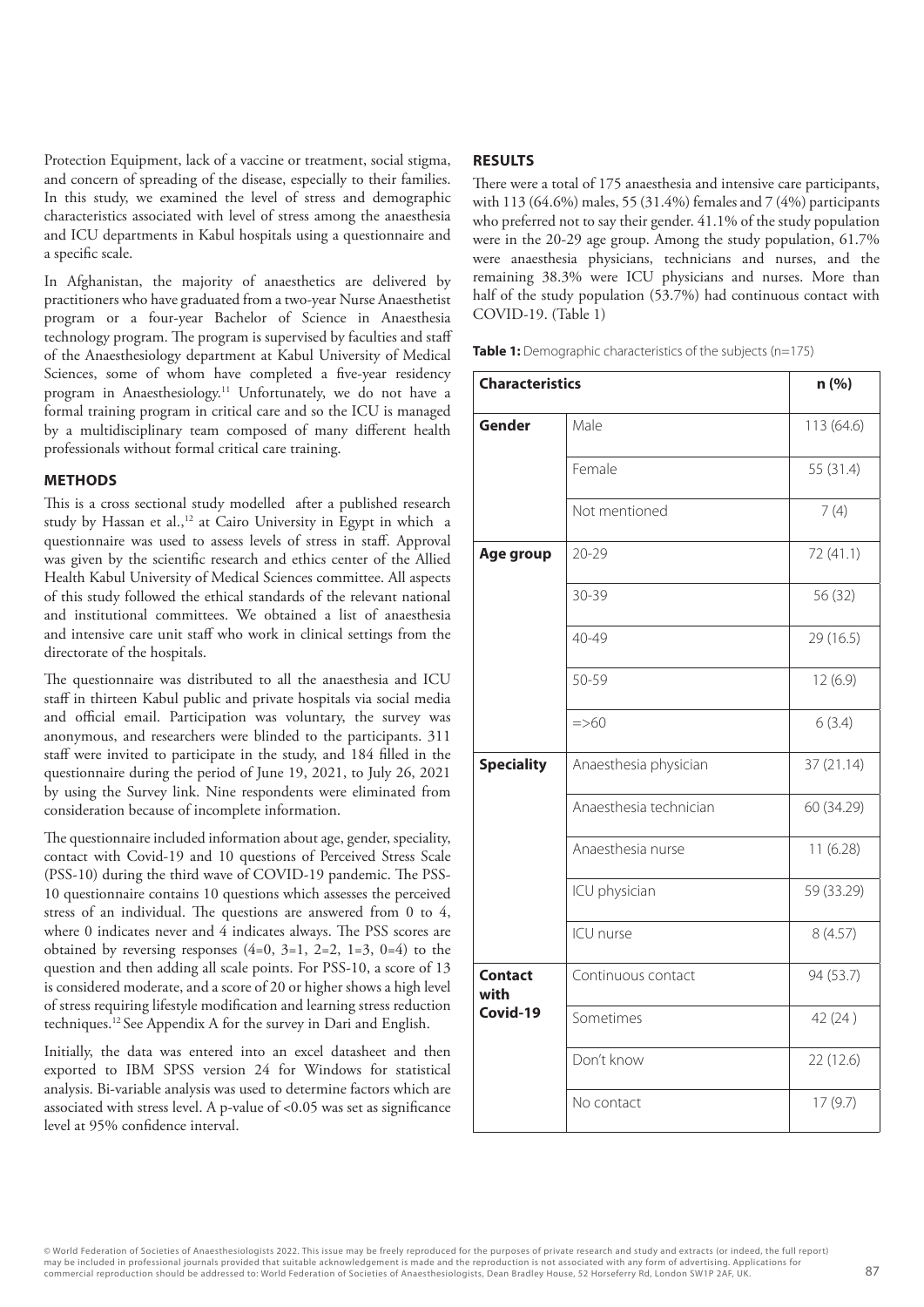Protection Equipment, lack of a vaccine or treatment, social stigma, and concern of spreading of the disease, especially to their families. In this study, we examined the level of stress and demographic characteristics associated with level of stress among the anaesthesia and ICU departments in Kabul hospitals using a questionnaire and a specific scale.

In Afghanistan, the majority of anaesthetics are delivered by practitioners who have graduated from a two-year Nurse Anaesthetist program or a four-year Bachelor of Science in Anaesthesia technology program. The program is supervised by faculties and staff of the Anaesthesiology department at Kabul University of Medical Sciences, some of whom have completed a five-year residency program in Anaesthesiology.[11] Unfortunately, we do not have a formal training program in critical care and so the ICU is managed by a multidisciplinary team composed of many different health professionals without formal critical care training.

## METHODS

This is a cross sectional study modelled after a published research study by Hassan et al.,[12] at Cairo University in Egypt in which a questionnaire was used to assess levels of stress in staff. Approval was given by the scientific research and ethics center of the Allied Health Kabul University of Medical Sciences committee. All aspects of this study followed the ethical standards of the relevant national and institutional committees. We obtained a list of anaesthesia and intensive care unit staff who work in clinical settings from the directorate of the hospitals.

The questionnaire was distributed to all the anaesthesia and ICU staff in thirteen Kabul public and private hospitals via social media and official email. Participation was voluntary, the survey was anonymous, and researchers were blinded to the participants. 311 staff were invited to participate in the study, and 184 filled in the questionnaire during the period of June 19, 2021, to July 26, 2021 by using the Survey link. Nine respondents were eliminated from consideration because of incomplete information.

The questionnaire included information about age, gender, speciality, contact with Covid-19 and 10 questions of Perceived Stress Scale (PSS-10) during the third wave of COVID-19 pandemic. The PSS-10 questionnaire contains 10 questions which assesses the perceived stress of an individual. The questions are answered from 0 to 4, where 0 indicates never and 4 indicates always. The PSS scores are obtained by reversing responses (4=0, 3=1, 2=2, 1=3, 0=4) to the question and then adding all scale points. For PSS-10, a score of 13 is considered moderate, and a score of 20 or higher shows a high level of stress requiring lifestyle modification and learning stress reduction techniques.[12] See Appendix A for the survey in Dari and English.

Initially, the data was entered into an excel datasheet and then exported to IBM SPSS version 24 for Windows for statistical analysis. Bi-variable analysis was used to determine factors which are associated with stress level. A p-value of <0.05 was set as significance level at 95% confidence interval.

## RESULTS

There were a total of 175 anaesthesia and intensive care participants, with 113 (64.6%) males, 55 (31.4%) females and 7 (4%) participants who preferred not to say their gender. 41.1% of the study population were in the 20-29 age group. Among the study population, 61.7% were anaesthesia physicians, technicians and nurses, and the remaining 38.3% were ICU physicians and nurses. More than half of the study population (53.7%) had continuous contact with COVID-19. (Table 1)

**Table 1:** Demographic characteristics of the subjects (n=175)

| Characteristics | | n (%) |
|---|---|---|
| **Gender** | Male | 113 (64.6) |
| | Female | 55 (31.4) |
| | Not mentioned | 7 (4) |
| **Age group** | 20-29 | 72 (41.1) |
| | 30-39 | 56 (32) |
| | 40-49 | 29 (16.5) |
| | 50-59 | 12 (6.9) |
| | =>60 | 6 (3.4) |
| **Speciality** | Anaesthesia physician | 37 (21.14) |
| | Anaesthesia technician | 60 (34.29) |
| | Anaesthesia nurse | 11 (6.28) |
| | ICU physician | 59 (33.29) |
| | ICU nurse | 8 (4.57) |
| **Contact with Covid-19** | Continuous contact | 94 (53.7) |
| | Sometimes | 42 (24 ) |
| | Don't know | 22 (12.6) |
| | No contact | 17 (9.7) |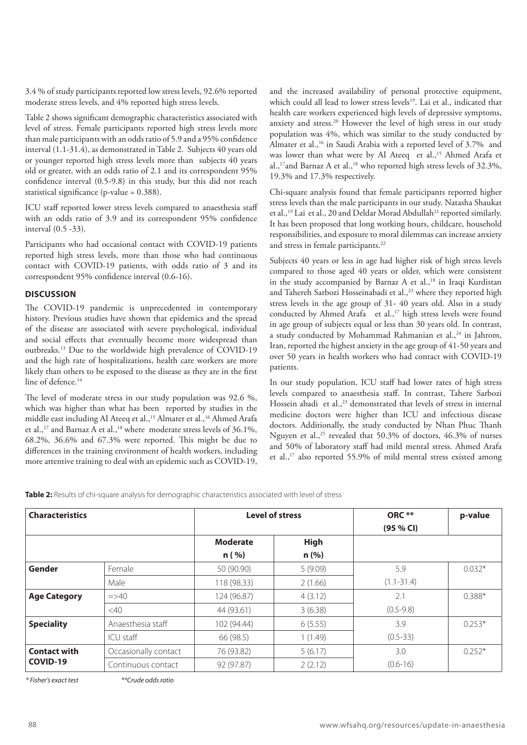3.4 % of study participants reported low stress levels, 92.6% reported moderate stress levels, and 4% reported high stress levels.

Table 2 shows significant demographic characteristics associated with level of stress. Female participants reported high stress levels more than male participants with an odds ratio of 5.9 and a 95% confidence interval (1.1-31.4), as demonstrated in Table 2. Subjects 40 years old or younger reported high stress levels more than subjects 40 years old or greater, with an odds ratio of 2.1 and its correspondent 95% confidence interval (0.5-9.8) in this study, but this did not reach statistical significance (p-value = 0.388).

ICU staff reported lower stress levels compared to anaesthesia staff with an odds ratio of 3.9 and its correspondent 95% confidence interval (0.5 -33).

Participants who had occasional contact with COVID-19 patients reported high stress levels, more than those who had continuous contact with COVID-19 patients, with odds ratio of 3 and its correspondent 95% confidence interval (0.6-16).

## DISCUSSION

The COVID-19 pandemic is unprecedented in contemporary history. Previous studies have shown that epidemics and the spread of the disease are associated with severe psychological, individual and social effects that eventually become more widespread than outbreaks.[13] Due to the worldwide high prevalence of COVID-19 and the high rate of hospitalizations, health care workers are more likely than others to be exposed to the disease as they are in the first line of defence.[14]

The level of moderate stress in our study population was 92.6 %, which was higher than what has been reported by studies in the middle east including AI Ateeq et al.,[15] Almater et al.,[16] Ahmed Arafa et al.,[17] and Barnaz A et al.,[18] where moderate stress levels of 36.1%, 68.2%, 36.6% and 67.3% were reported. This might be due to differences in the training environment of health workers, including more attentive training to deal with an epidemic such as COVID-19, and the increased availability of personal protective equipment, which could all lead to lower stress levels[19]. Lai et al., indicated that health care workers experienced high levels of depressive symptoms, anxiety and stress.[20] However the level of high stress in our study population was 4%, which was similar to the study conducted by Almater et al.,[16] in Saudi Arabia with a reported level of 3.7% and was lower than what were by AI Ateeq et al.,[15] Ahmed Arafa et al.,[17] and Barnaz A et al.,[18] who reported high stress levels of 32.3%, 19.3% and 17.3% respectively.

Chi-square analysis found that female participants reported higher stress levels than the male participants in our study. Natasha Shaukat et al.,[19] Lai et al., 20 and Deldar Morad Abdullah[21] reported similarly. It has been proposed that long working hours, childcare, household responsibilities, and exposure to moral dilemmas can increase anxiety and stress in female participants.[22]

Subjects 40 years or less in age had higher risk of high stress levels compared to those aged 40 years or older, which were consistent in the study accompanied by Barnaz A et al.,[18] in Iraqi Kurdistan and Tahereh Sarbozi Hosseinabadi et al.,[23] where they reported high stress levels in the age group of 31- 40 years old. Also in a study conducted by Ahmed Arafa et al.,[17] high stress levels were found in age group of subjects equal or less than 30 years old. In contrast, a study conducted by Mohammad Rahmanian et al.,[24] in Jahrom, Iran, reported the highest anxiety in the age group of 41-50 years and over 50 years in health workers who had contact with COVID-19 patients.

In our study population, ICU staff had lower rates of high stress levels compared to anaesthesia staff. In contrast, Tahere Sarbozi Hossein abadi et al.,[23] demonstrated that levels of stress in internal medicine doctors were higher than ICU and infectious disease doctors. Additionally, the study conducted by Nhan Phuc Thanh Nguyen et al.,[25] revealed that 50.3% of doctors, 46.3% of nurses and 50% of laboratory staff had mild mental stress. Ahmed Arafa et al.,[17] also reported 55.9% of mild mental stress existed among

**Table 2:** Results of chi-square analysis for demographic characteristics associated with level of stress

| Characteristics | | Level of stress | | ORC ** (95 % CI) | p-value |
|---|---|---|---|---|---|
| | | Moderate n ( %) | High n (%) | | |
| **Gender** | Female | 50 (90.90) | 5 (9.09) | 5.9 | 0.032* |
| | Male | 118 (98.33) | 2 (1.66) | (1.1-31.4) | |
| **Age Category** | =>40 | 124 (96.87) | 4 (3.12) | 2.1 | 0.388* |
| | <40 | 44 (93.61) | 3 (6.38) | (0.5-9.8) | |
| **Speciality** | Anaesthesia staff | 102 (94.44) | 6 (5.55) | 3.9 | 0.253* |
| | ICU staff | 66 (98.5) | 1 (1.49) | (0.5-33) | |
| **Contact with COVID-19** | Occasionally contact | 76 (93.82) | 5 (6.17) | 3.0 | 0.252* |
| | Continuous contact | 92 (97.87) | 2 (2.12) | (0.6-16) | |

*\* Fisher's exact test* *\*\*Crude odds ratio*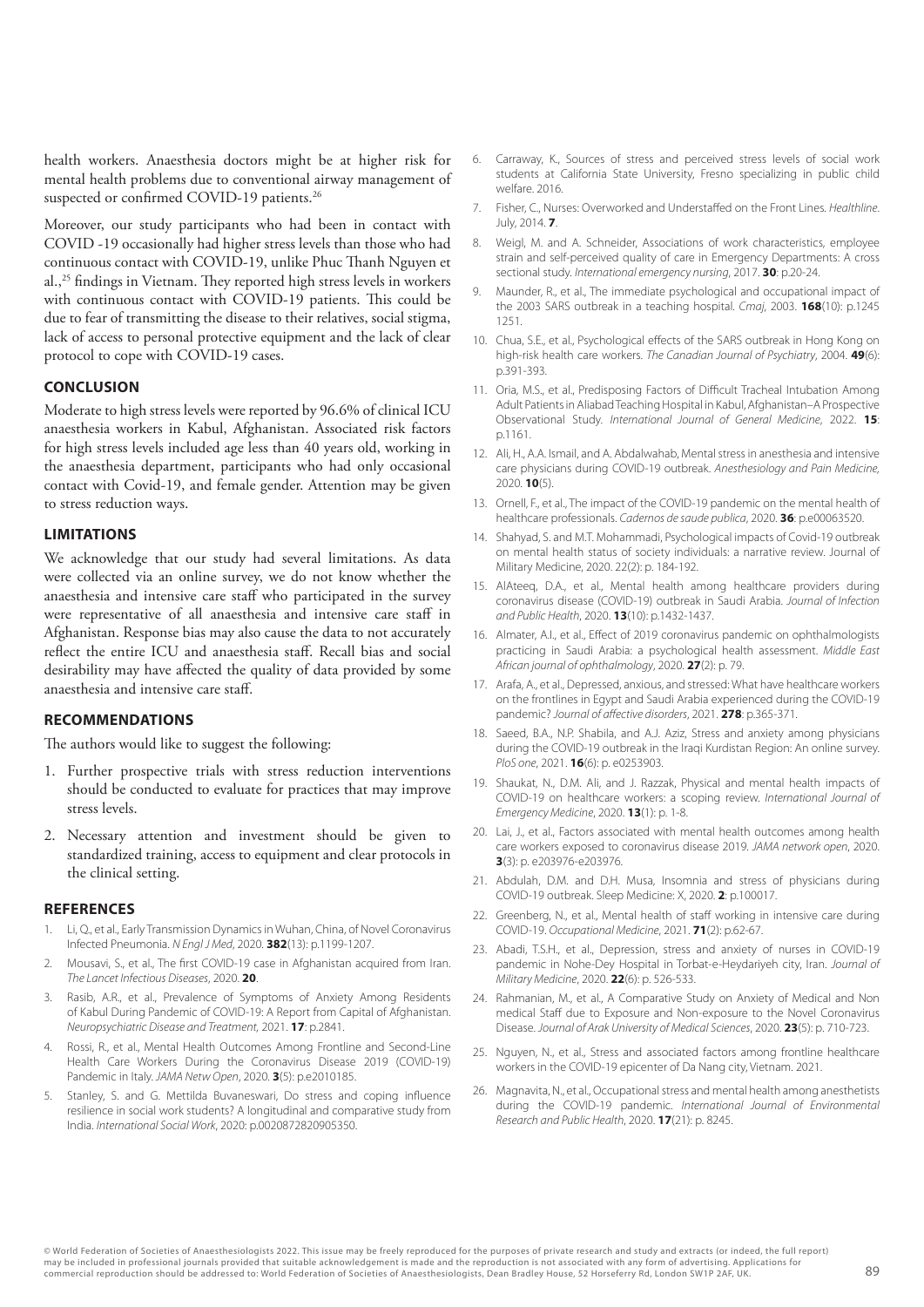health workers. Anaesthesia doctors might be at higher risk for mental health problems due to conventional airway management of suspected or confirmed COVID-19 patients.[26]

Moreover, our study participants who had been in contact with COVID -19 occasionally had higher stress levels than those who had continuous contact with COVID-19, unlike Phuc Thanh Nguyen et al.,[25] findings in Vietnam. They reported high stress levels in workers with continuous contact with COVID-19 patients. This could be due to fear of transmitting the disease to their relatives, social stigma, lack of access to personal protective equipment and the lack of clear protocol to cope with COVID-19 cases.

## CONCLUSION

Moderate to high stress levels were reported by 96.6% of clinical ICU anaesthesia workers in Kabul, Afghanistan. Associated risk factors for high stress levels included age less than 40 years old, working in the anaesthesia department, participants who had only occasional contact with Covid-19, and female gender. Attention may be given to stress reduction ways.

## LIMITATIONS

We acknowledge that our study had several limitations. As data were collected via an online survey, we do not know whether the anaesthesia and intensive care staff who participated in the survey were representative of all anaesthesia and intensive care staff in Afghanistan. Response bias may also cause the data to not accurately reflect the entire ICU and anaesthesia staff. Recall bias and social desirability may have affected the quality of data provided by some anaesthesia and intensive care staff.

## RECOMMENDATIONS

The authors would like to suggest the following:

1. Further prospective trials with stress reduction interventions should be conducted to evaluate for practices that may improve stress levels.
2. Necessary attention and investment should be given to standardized training, access to equipment and clear protocols in the clinical setting.

## REFERENCES

1. Li, Q., et al., Early Transmission Dynamics in Wuhan, China, of Novel Coronavirus Infected Pneumonia. *N Engl J Med*, 2020. **382**(13): p.1199-1207.
2. Mousavi, S., et al., The first COVID-19 case in Afghanistan acquired from Iran. *The Lancet Infectious Diseases*, 2020. **20**.
3. Rasib, A.R., et al., Prevalence of Symptoms of Anxiety Among Residents of Kabul During Pandemic of COVID-19: A Report from Capital of Afghanistan. *Neuropsychiatric Disease and Treatment,* 2021. **17**: p.2841.
4. Rossi, R., et al., Mental Health Outcomes Among Frontline and Second-Line Health Care Workers During the Coronavirus Disease 2019 (COVID-19) Pandemic in Italy. *JAMA Netw Open*, 2020. **3**(5): p.e2010185.
5. Stanley, S. and G. Mettilda Buvaneswari, Do stress and coping influence resilience in social work students? A longitudinal and comparative study from India. *International Social Work*, 2020: p.0020872820905350.
6. Carraway, K., Sources of stress and perceived stress levels of social work students at California State University, Fresno specializing in public child welfare. 2016.
7. Fisher, C., Nurses: Overworked and Understaffed on the Front Lines. *Healthline*. July, 2014. **7**.
8. Weigl, M. and A. Schneider, Associations of work characteristics, employee strain and self-perceived quality of care in Emergency Departments: A cross sectional study. *International emergency nursing*, 2017. **30**: p.20-24.
9. Maunder, R., et al., The immediate psychological and occupational impact of the 2003 SARS outbreak in a teaching hospital. *Cmaj*, 2003. **168**(10): p.1245 1251.
10. Chua, S.E., et al., Psychological effects of the SARS outbreak in Hong Kong on high-risk health care workers. *The Canadian Journal of Psychiatry*, 2004. **49**(6): p.391-393.
11. Oria, M.S., et al., Predisposing Factors of Difficult Tracheal Intubation Among Adult Patients in Aliabad Teaching Hospital in Kabul, Afghanistan–A Prospective Observational Study. *International Journal of General Medicine*, 2022. **15**: p.1161.
12. Ali, H., A.A. Ismail, and A. Abdalwahab, Mental stress in anesthesia and intensive care physicians during COVID-19 outbreak. *Anesthesiology and Pain Medicine,* 2020. **10**(5).
13. Ornell, F., et al., The impact of the COVID-19 pandemic on the mental health of healthcare professionals. *Cadernos de saude publica*, 2020. **36**: p.e00063520.
14. Shahyad, S. and M.T. Mohammadi, Psychological impacts of Covid-19 outbreak on mental health status of society individuals: a narrative review. Journal of Military Medicine, 2020. 22(2): p. 184-192.
15. AlAteeq, D.A., et al., Mental health among healthcare providers during coronavirus disease (COVID-19) outbreak in Saudi Arabia. *Journal of Infection and Public Health*, 2020. **13**(10): p.1432-1437.
16. Almater, A.I., et al., Effect of 2019 coronavirus pandemic on ophthalmologists practicing in Saudi Arabia: a psychological health assessment. *Middle East African journal of ophthalmology*, 2020. **27**(2): p. 79.
17. Arafa, A., et al., Depressed, anxious, and stressed: What have healthcare workers on the frontlines in Egypt and Saudi Arabia experienced during the COVID-19 pandemic? *Journal of affective disorders*, 2021. **278**: p.365-371.
18. Saeed, B.A., N.P. Shabila, and A.J. Aziz, Stress and anxiety among physicians during the COVID-19 outbreak in the Iraqi Kurdistan Region: An online survey. *PloS one*, 2021. **16**(6): p. e0253903.
19. Shaukat, N., D.M. Ali, and J. Razzak, Physical and mental health impacts of COVID-19 on healthcare workers: a scoping review. *International Journal of Emergency Medicine*, 2020. **13**(1): p. 1-8.
20. Lai, J., et al., Factors associated with mental health outcomes among health care workers exposed to coronavirus disease 2019. *JAMA network open*, 2020. **3**(3): p. e203976-e203976.
21. Abdulah, D.M. and D.H. Musa, Insomnia and stress of physicians during COVID-19 outbreak. Sleep Medicine: X, 2020. **2**: p.100017.
22. Greenberg, N., et al., Mental health of staff working in intensive care during COVID-19. *Occupational Medicine*, 2021. **71**(2): p.62-67.
23. Abadi, T.S.H., et al., Depression, stress and anxiety of nurses in COVID-19 pandemic in Nohe-Dey Hospital in Torbat-e-Heydariyeh city, Iran. *Journal of Military Medicine*, 2020. **22**(6): p. 526-533.
24. Rahmanian, M., et al., A Comparative Study on Anxiety of Medical and Non medical Staff due to Exposure and Non-exposure to the Novel Coronavirus Disease. *Journal of Arak University of Medical Sciences*, 2020. **23**(5): p. 710-723.
25. Nguyen, N., et al., Stress and associated factors among frontline healthcare workers in the COVID-19 epicenter of Da Nang city, Vietnam. 2021.
26. Magnavita, N., et al., Occupational stress and mental health among anesthetists during the COVID-19 pandemic. *International Journal of Environmental Research and Public Health*, 2020. **17**(21): p. 8245.

© World Federation of Societies of Anaesthesiologists 2022. This issue may be freely reproduced for the purposes of private research and study and extracts (or indeed, the full report) may be included in professional journals provided that suitable acknowledgement is made and the reproduction is not associated with any form of advertising. Applications for commercial reproduction should be addressed to: World Federation of Societies of Anaesthesiologists, Dean Bradley House, 52 Horseferry Rd, London SW1P 2AF, UK.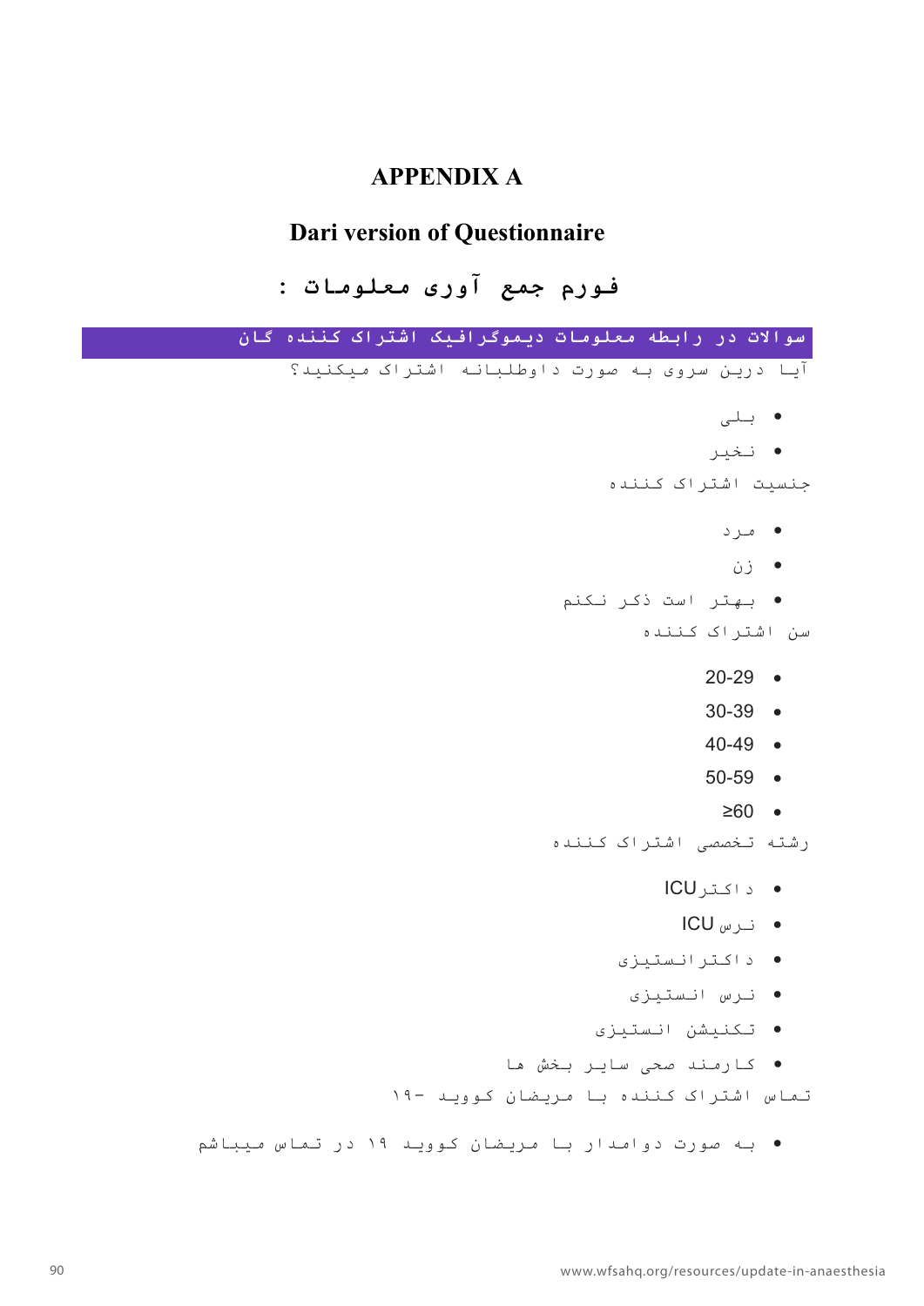# APPENDIX A

## Dari version of Questionnaire

## فورم جمع آوری معلومات :

**سوالات در رابطه معلومات دیموگرافیک اشتراک کننده گان**

آیا درین سروی به صورت داوطلبانه اشتراک میکنید؟

- بلی
- نخیر

جنسیت اشتراک کننده

- مرد
- زن
- بهتر است ذکر نکنم

سن اشتراک کننده

- 20-29
- 30-39
- 40-49
- 50-59
- ≥60

رشته تخصصی اشتراک کننده

- داکترICU
- نرس ICU
- داکترانستیزی
- نرس انستیزی
- تکنیشن انستیزی
- کارمند صحی سایر بخش ها

تماس اشتراک کننده با مریضان کووید -۱۹

- به صورت دوامدار با مریضان کووید ۱۹ در تماس میباشم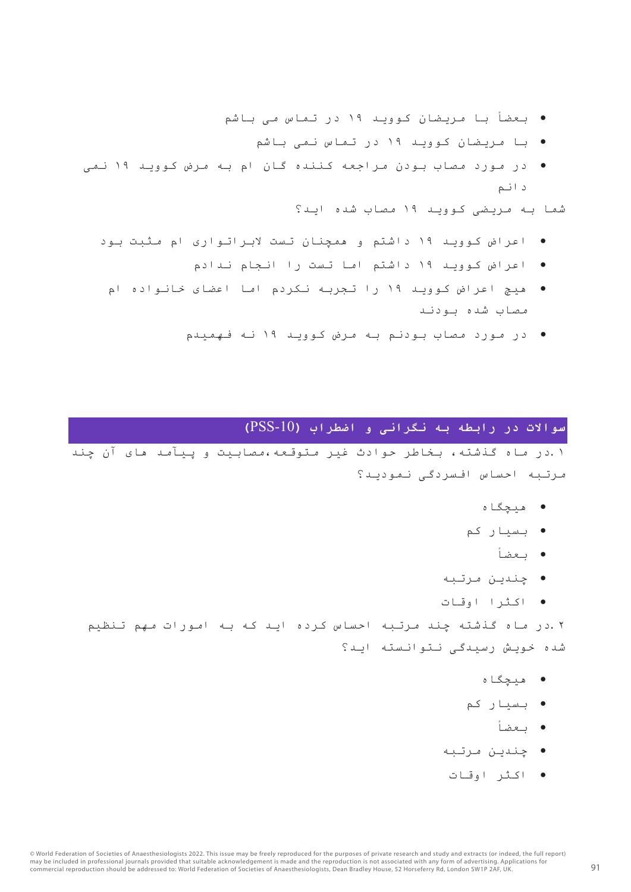- بعضاً با مریضان کووید ۱۹ در تماس می باشم
- با مریضان کووید ۱۹ در تماس نمی باشم
- در مورد مصاب بودن مراجعه کننده گان ام به مرض کووید ۱۹ نمی دانم

شما به مریضی کووید ۱۹ مصاب شده اید؟

- اعراض کووید ۱۹ داشتم و همچنان تست لابراتواری ام مثبت بود
- اعراض کووید ۱۹ داشتم اما تست را انجام ندادم
- هیچ اعراض کووید ۱۹ را تجربه نکردم اما اعضای خانواده ام مصاب شده بودند
- در مورد مصاب بودنم به مرض کووید ۱۹ نه فهمیدم

## سوالات در رابطه به نگرانی و اضطراب (PSS-10)

۱.در ماه گذشته، بخاطر حوادث غیر متوقعه،مصابیت و پیآمد های آن چند مرتبه احساس افسردگی نمودید؟

- هیچگاه
- بسیار کم
- بعضاً
- چندین مرتبه
- اکثرا اوقات

۲.در ماه گذشته چند مرتبه احساس کرده اید که به امورات مهم تنظیم شده خویش رسیدگی نتوانسته اید؟

- هیچگاه
- بسیار کم
- بعضاً
- چندین مرتبه
- اکثر اوقات

© World Federation of Societies of Anaesthesiologists 2022. This issue may be freely reproduced for the purposes of private research and study and extracts (or indeed, the full report) may be included in professional journals provided that suitable acknowledgement is made and the reproduction is not associated with any form of advertising. Applications for commercial reproduction should be addressed to: World Federation of Societies of Anaesthesiologists, Dean Bradley House, 52 Horseferry Rd, London SW1P 2AF, UK.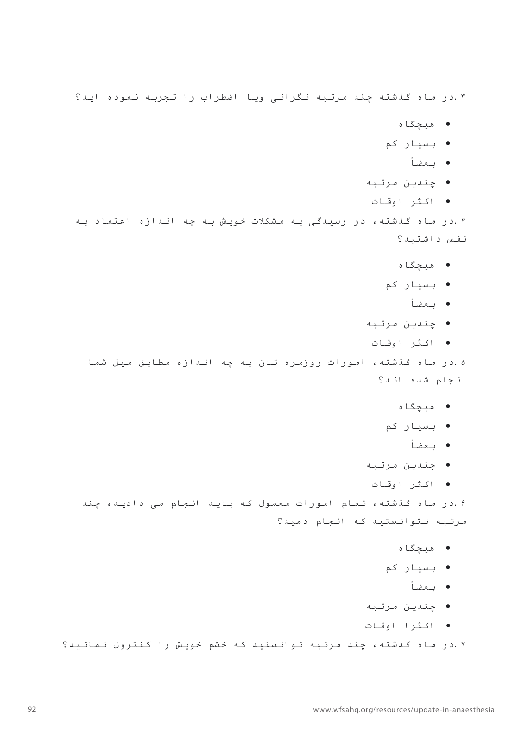۳. در ماه گذشته چند مرتبه نگرانی ویا اضطراب را تجربه نموده اید؟

- هیچگاه
- بسیار کم
- بعضاً
- چندین مرتبه
- اکثر اوقات

۴. در ماه گذشته، در رسیدگی به مشکلات خویش به چه اندازه اعتماد به نفس داشتید؟

- هیچگاه
- بسیار کم
- بعضاً
- چندین مرتبه
- اکثر اوقات

۵. در ماه گذشته، امورات روزمره تان به چه اندازه مطابق میل شما انجام شده اند؟

- هیچگاه
- بسیار کم
- بعضاً
- چندین مرتبه
- اکثر اوقات

۶. در ماه گذشته، تمام امورات معمول که باید انجام می دادید، چند مرتبه نتوانستید که انجام دهید؟

- هیچگاه
- بسیار کم
- بعضاً
- چندین مرتبه
- اکثرا اوقات

۷. در ماه گذشته، چند مرتبه توانستید که خشم خویش را کنترول نمائید؟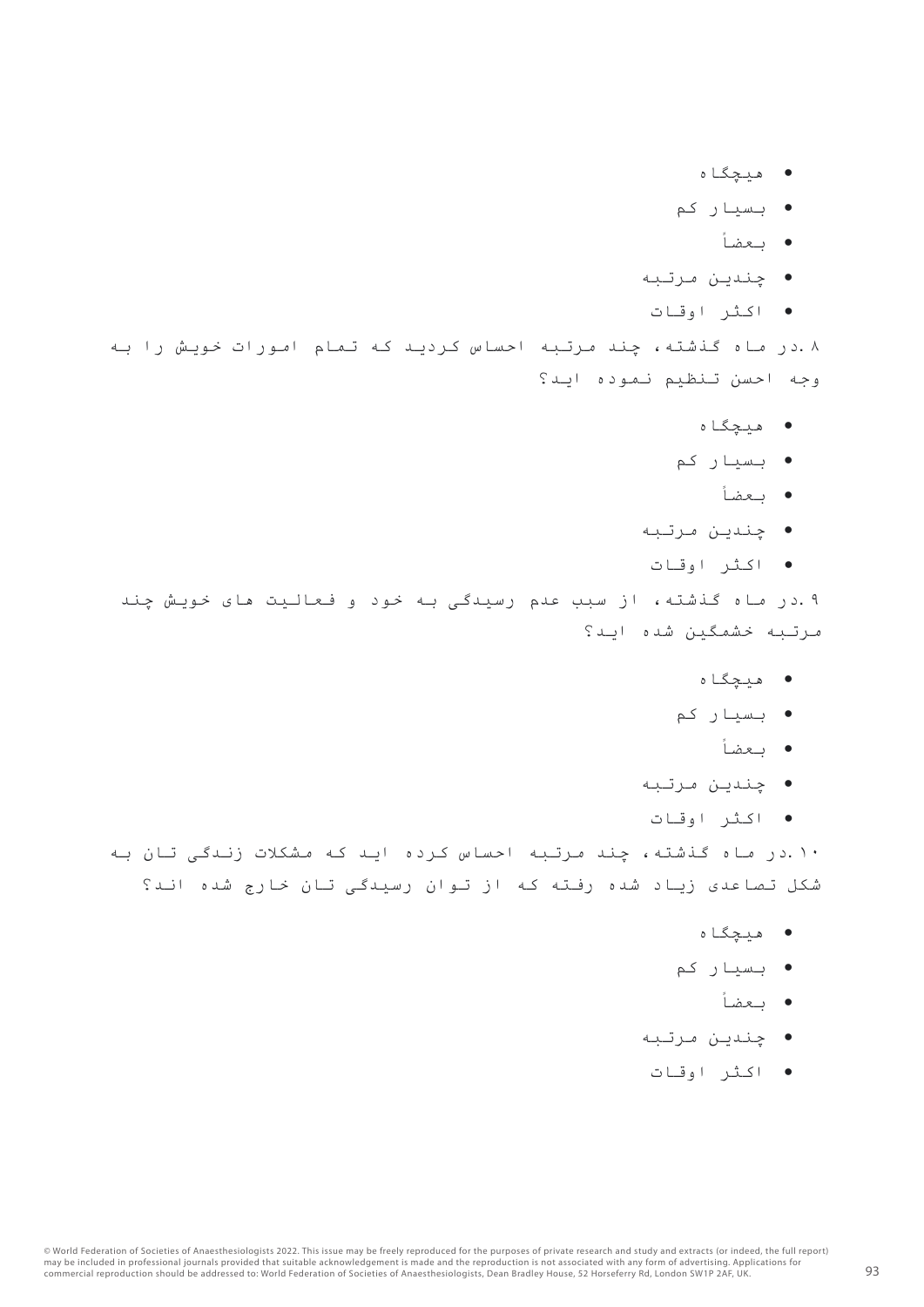- هیچگاه
- بسیار کم
- بعضاً
- چندین مرتبه
- اکثر اوقات

۸. در ماه گذشته، چند مرتبه احساس کردید که تمام امورات خویش را به وجه احسن تنظیم نموده اید؟

- هیچگاه
- بسیار کم
- بعضاً
- چندین مرتبه
- اکثر اوقات

۹. در ماه گذشته، از سبب عدم رسیدگی به خود و فعالیت های خویش چند مرتبه خشمگین شده اید؟

- هیچگاه
- بسیار کم
- بعضاً
- چندین مرتبه
- اکثر اوقات

۱۰. در ماه گذشته، چند مرتبه احساس کرده اید که مشکلات زندگی تان به شکل تصاعدی زیاد شده رفته که از توان رسیدگی تان خارج شده اند؟

- هیچگاه
- بسیار کم
- بعضاً
- چندین مرتبه
- اکثر اوقات

© World Federation of Societies of Anaesthesiologists 2022. This issue may be freely reproduced for the purposes of private research and study and extracts (or indeed, the full report) may be included in professional journals provided that suitable acknowledgement is made and the reproduction is not associated with any form of advertising. Applications for commercial reproduction should be addressed to: World Federation of Societies of Anaesthesiologists, Dean Bradley House, 52 Horseferry Rd, London SW1P 2AF, UK.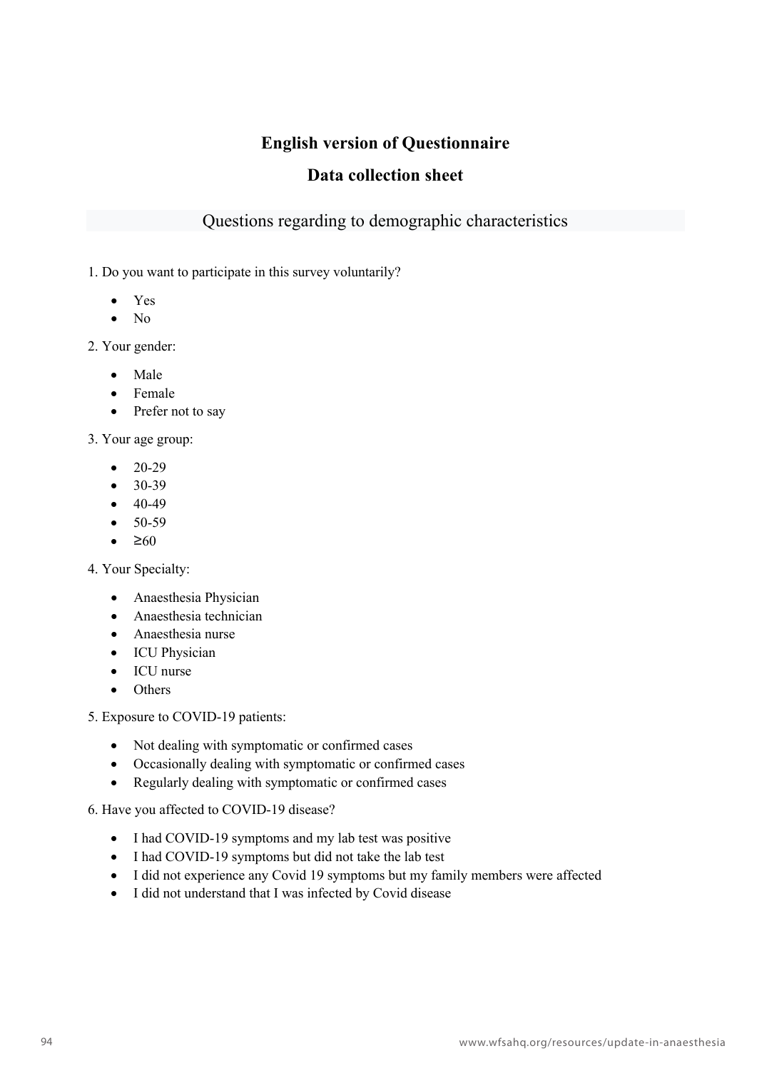## English version of Questionnaire

## Data collection sheet

### Questions regarding to demographic characteristics

1. Do you want to participate in this survey voluntarily?

- Yes
- No

2. Your gender:

- Male
- Female
- Prefer not to say

3. Your age group:

- 20-29
- 30-39
- 40-49
- 50-59
- ≥60

4. Your Specialty:

- Anaesthesia Physician
- Anaesthesia technician
- Anaesthesia nurse
- ICU Physician
- ICU nurse
- Others

5. Exposure to COVID-19 patients:

- Not dealing with symptomatic or confirmed cases
- Occasionally dealing with symptomatic or confirmed cases
- Regularly dealing with symptomatic or confirmed cases

6. Have you affected to COVID-19 disease?

- I had COVID-19 symptoms and my lab test was positive
- I had COVID-19 symptoms but did not take the lab test
- I did not experience any Covid 19 symptoms but my family members were affected
- I did not understand that I was infected by Covid disease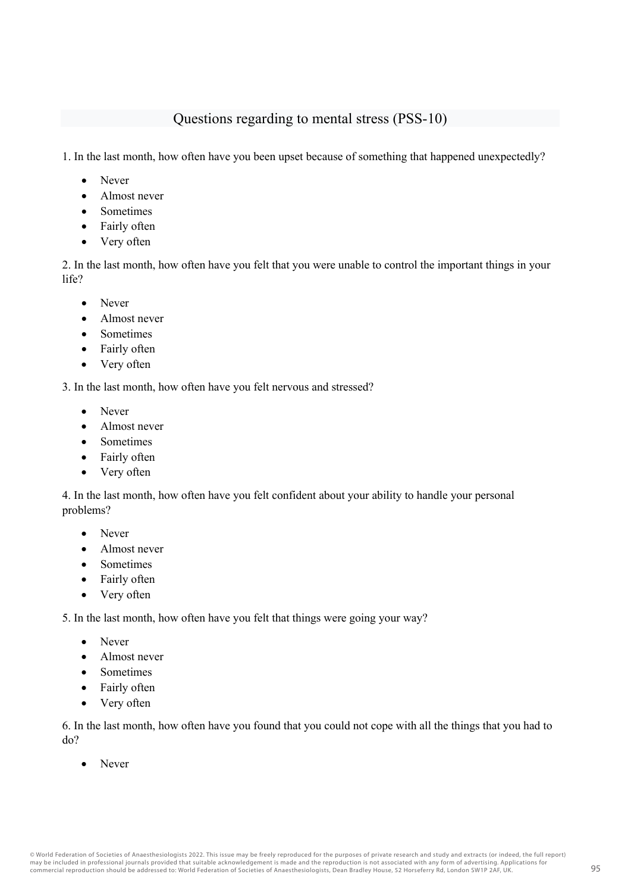## Questions regarding to mental stress (PSS-10)

1. In the last month, how often have you been upset because of something that happened unexpectedly?

- Never
- Almost never
- Sometimes
- Fairly often
- Very often

2. In the last month, how often have you felt that you were unable to control the important things in your life?

- Never
- Almost never
- Sometimes
- Fairly often
- Very often

3. In the last month, how often have you felt nervous and stressed?

- Never
- Almost never
- Sometimes
- Fairly often
- Very often

4. In the last month, how often have you felt confident about your ability to handle your personal problems?

- Never
- Almost never
- Sometimes
- Fairly often
- Very often

5. In the last month, how often have you felt that things were going your way?

- Never
- Almost never
- Sometimes
- Fairly often
- Very often

6. In the last month, how often have you found that you could not cope with all the things that you had to do?

- Never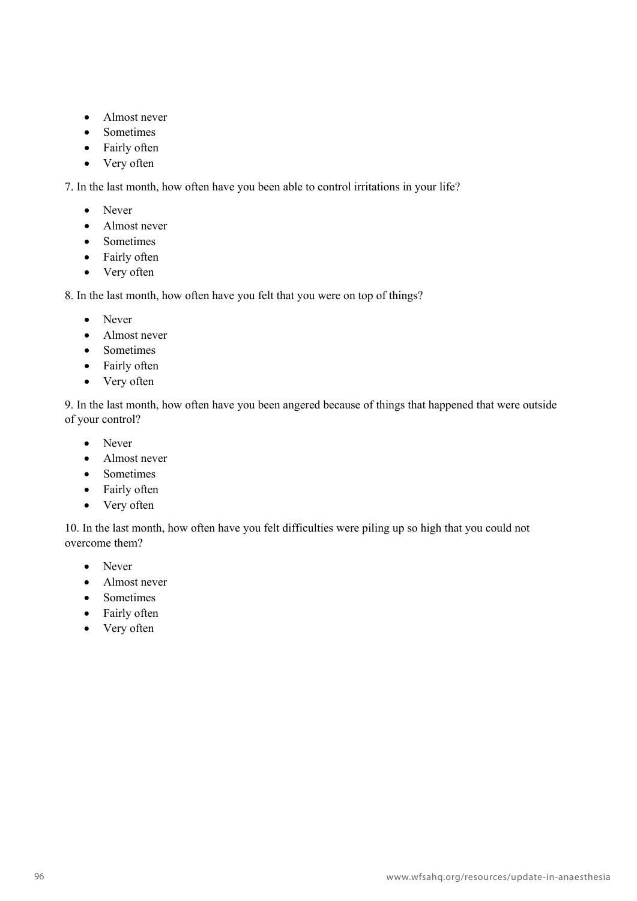- Almost never
- Sometimes
- Fairly often
- Very often

7. In the last month, how often have you been able to control irritations in your life?

- Never
- Almost never
- Sometimes
- Fairly often
- Very often

8. In the last month, how often have you felt that you were on top of things?

- Never
- Almost never
- Sometimes
- Fairly often
- Very often

9. In the last month, how often have you been angered because of things that happened that were outside of your control?

- Never
- Almost never
- Sometimes
- Fairly often
- Very often

10. In the last month, how often have you felt difficulties were piling up so high that you could not overcome them?

- Never
- Almost never
- Sometimes
- Fairly often
- Very often